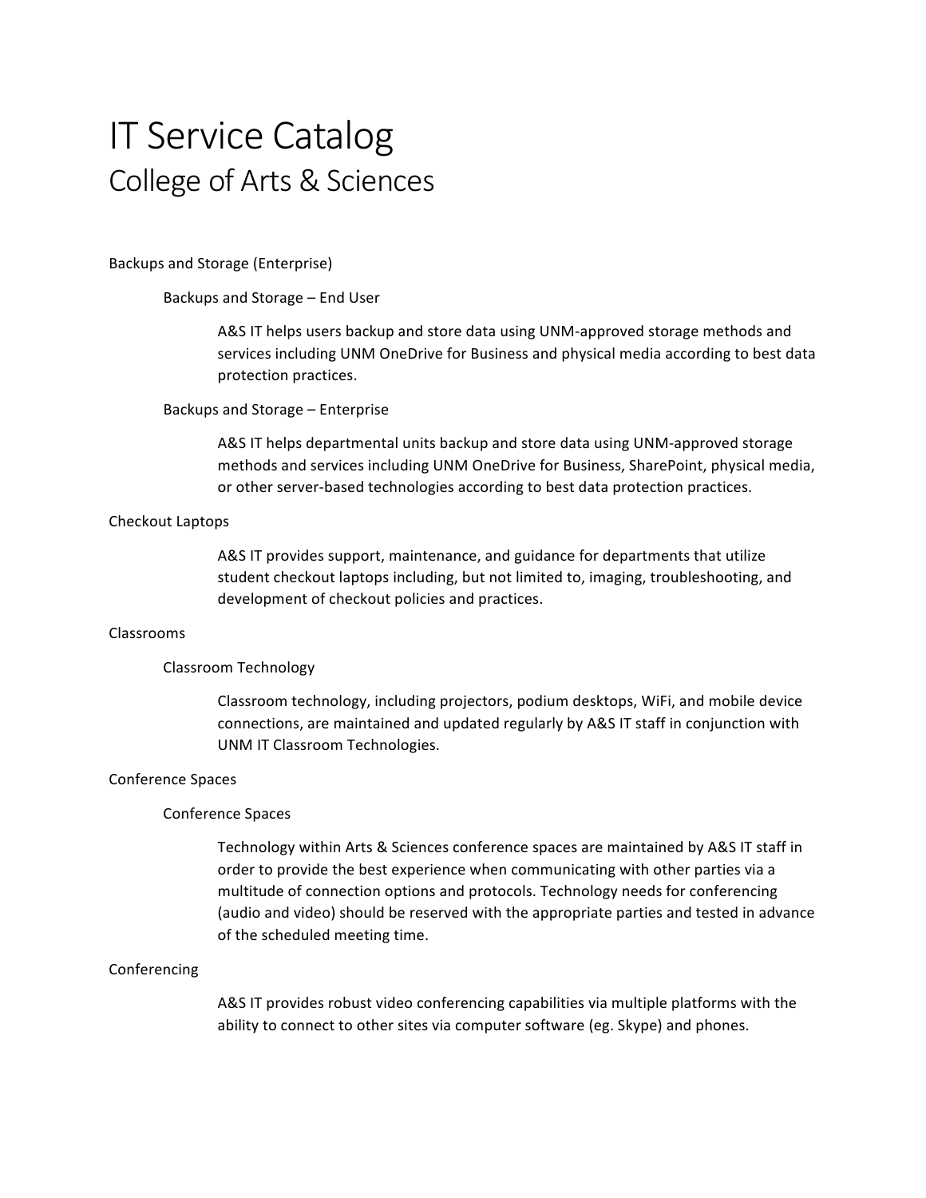# IT Service Catalog

## College of Arts & Sciences

### Backups and Storage (Enterprise)

#### Backups and Storage – End User

A&S IT helps users backup and store data using UNM-approved storage methods and services including UNM OneDrive for Business and physical media according to best data protection practices.

#### Backups and Storage – Enterprise

A&S IT helps departmental units backup and store data using UNM-approved storage methods and services including UNM OneDrive for Business, SharePoint, physical media, or other server-based technologies according to best data protection practices.

### Checkout Laptops

A&S IT provides support, maintenance, and guidance for departments that utilize student checkout laptops including, but not limited to, imaging, troubleshooting, and development of checkout policies and practices.

### Classrooms

#### Classroom Technology

Classroom technology, including projectors, podium desktops, WiFi, and mobile device connections, are maintained and updated regularly by A&S IT staff in conjunction with UNM IT Classroom Technologies.

### Conference Spaces

#### Conference Spaces

Technology within Arts & Sciences conference spaces are maintained by A&S IT staff in order to provide the best experience when communicating with other parties via a multitude of connection options and protocols. Technology needs for conferencing (audio and video) should be reserved with the appropriate parties and tested in advance of the scheduled meeting time.

### Conferencing

A&S IT provides robust video conferencing capabilities via multiple platforms with the ability to connect to other sites via computer software (eg. Skype) and phones.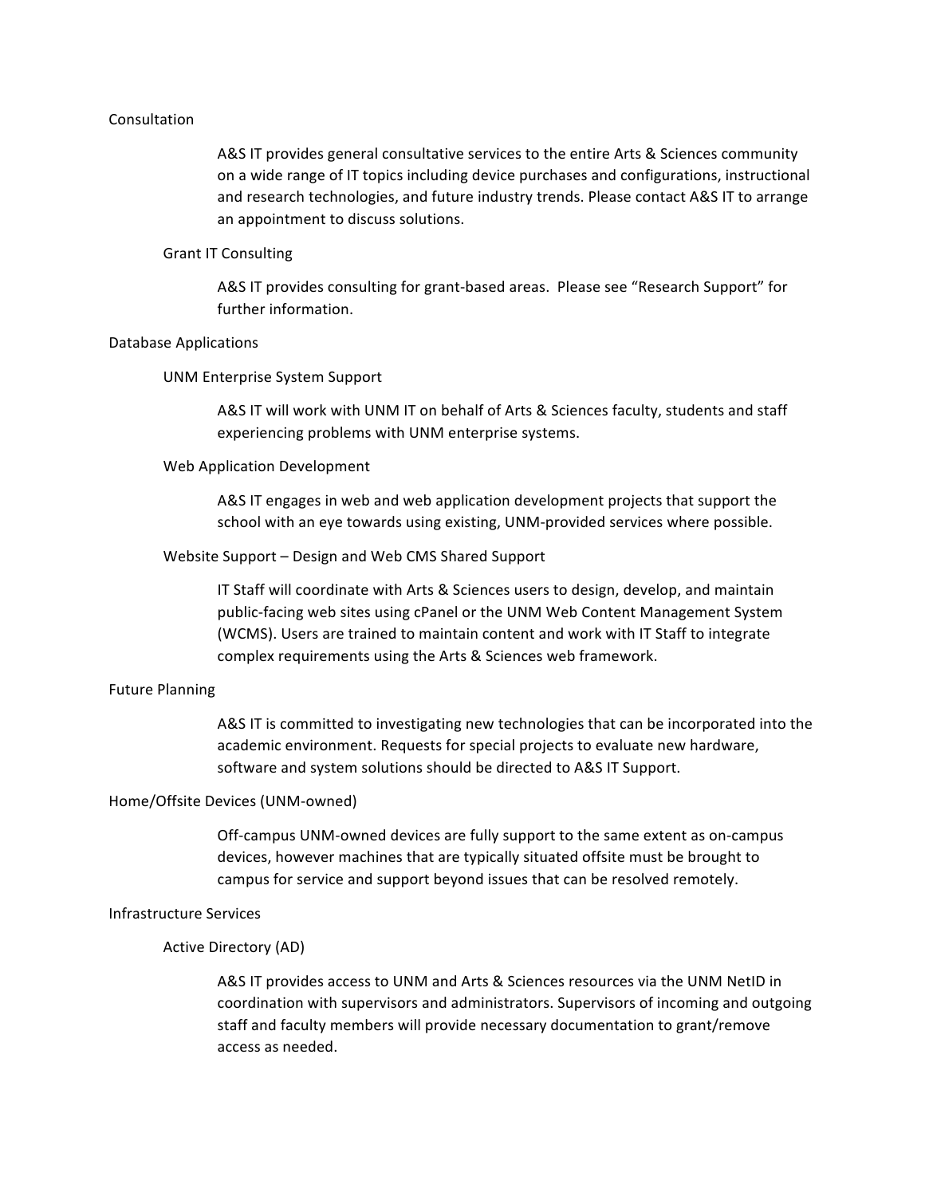## Consultation

A&S IT provides general consultative services to the entire Arts & Sciences community on a wide range of IT topics including device purchases and configurations, instructional and research technologies, and future industry trends. Please contact A&S IT to arrange an appointment to discuss solutions.

### Grant IT Consulting

A&S IT provides consulting for grant-based areas. Please see "Research Support" for further information.

## Database Applications

### UNM Enterprise System Support

A&S IT will work with UNM IT on behalf of Arts & Sciences faculty, students and staff experiencing problems with UNM enterprise systems.

### Web Application Development

A&S IT engages in web and web application development projects that support the school with an eye towards using existing, UNM-provided services where possible.

### Website Support – Design and Web CMS Shared Support

IT Staff will coordinate with Arts & Sciences users to design, develop, and maintain public-facing web sites using cPanel or the UNM Web Content Management System (WCMS). Users are trained to maintain content and work with IT Staff to integrate complex requirements using the Arts & Sciences web framework.

## Future Planning

A&S IT is committed to investigating new technologies that can be incorporated into the academic environment. Requests for special projects to evaluate new hardware, software and system solutions should be directed to A&S IT Support.

## Home/Offsite Devices (UNM-owned)

Off-campus UNM-owned devices are fully support to the same extent as on-campus devices, however machines that are typically situated offsite must be brought to campus for service and support beyond issues that can be resolved remotely.

## Infrastructure Services

### Active Directory (AD)

A&S IT provides access to UNM and Arts & Sciences resources via the UNM NetID in coordination with supervisors and administrators. Supervisors of incoming and outgoing staff and faculty members will provide necessary documentation to grant/remove access as needed.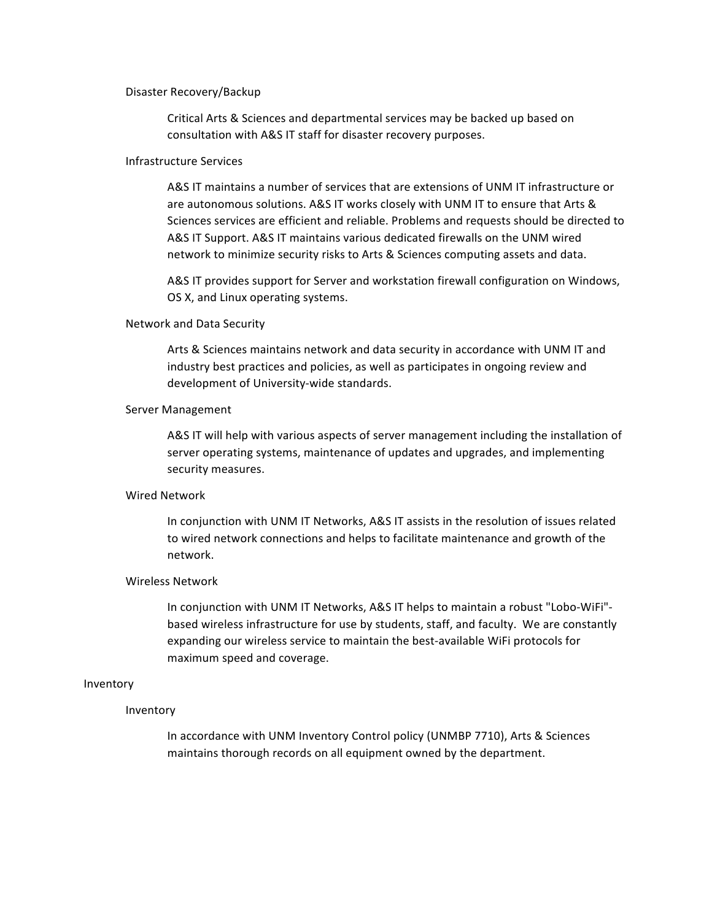### Disaster Recovery/Backup

Critical Arts & Sciences and departmental services may be backed up based on consultation with A&S IT staff for disaster recovery purposes.

### Infrastructure Services

A&S IT maintains a number of services that are extensions of UNM IT infrastructure or are autonomous solutions. A&S IT works closely with UNM IT to ensure that Arts & Sciences services are efficient and reliable. Problems and requests should be directed to A&S IT Support. A&S IT maintains various dedicated firewalls on the UNM wired network to minimize security risks to Arts & Sciences computing assets and data.

A&S IT provides support for Server and workstation firewall configuration on Windows, OS X, and Linux operating systems.

### Network and Data Security

Arts & Sciences maintains network and data security in accordance with UNM IT and industry best practices and policies, as well as participates in ongoing review and development of University-wide standards.

### Server Management

A&S IT will help with various aspects of server management including the installation of server operating systems, maintenance of updates and upgrades, and implementing security measures.

### Wired Network

In conjunction with UNM IT Networks, A&S IT assists in the resolution of issues related to wired network connections and helps to facilitate maintenance and growth of the network.

### Wireless Network

In conjunction with UNM IT Networks, A&S IT helps to maintain a robust "Lobo-WiFi"-based wireless infrastructure for use by students, staff, and faculty. We are constantly expanding our wireless service to maintain the best-available WiFi protocols for maximum speed and coverage.

## Inventory

### Inventory

In accordance with UNM Inventory Control policy (UNMBP 7710), Arts & Sciences maintains thorough records on all equipment owned by the department.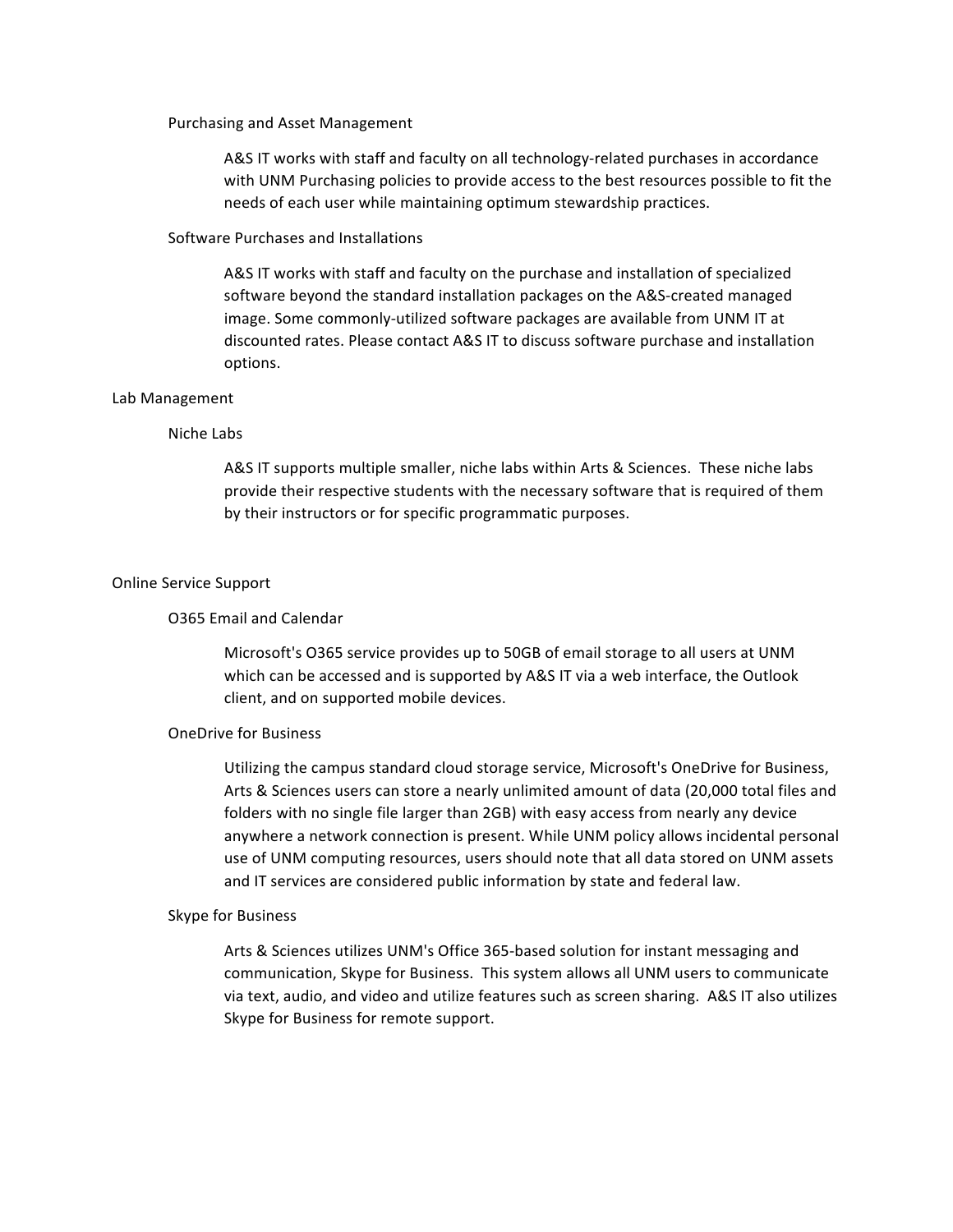### Purchasing and Asset Management

A&S IT works with staff and faculty on all technology-related purchases in accordance with UNM Purchasing policies to provide access to the best resources possible to fit the needs of each user while maintaining optimum stewardship practices.

### Software Purchases and Installations

A&S IT works with staff and faculty on the purchase and installation of specialized software beyond the standard installation packages on the A&S-created managed image. Some commonly-utilized software packages are available from UNM IT at discounted rates. Please contact A&S IT to discuss software purchase and installation options.

## Lab Management

### Niche Labs

A&S IT supports multiple smaller, niche labs within Arts & Sciences. These niche labs provide their respective students with the necessary software that is required of them by their instructors or for specific programmatic purposes.

## Online Service Support

### O365 Email and Calendar

Microsoft's O365 service provides up to 50GB of email storage to all users at UNM which can be accessed and is supported by A&S IT via a web interface, the Outlook client, and on supported mobile devices.

### OneDrive for Business

Utilizing the campus standard cloud storage service, Microsoft's OneDrive for Business, Arts & Sciences users can store a nearly unlimited amount of data (20,000 total files and folders with no single file larger than 2GB) with easy access from nearly any device anywhere a network connection is present. While UNM policy allows incidental personal use of UNM computing resources, users should note that all data stored on UNM assets and IT services are considered public information by state and federal law.

### Skype for Business

Arts & Sciences utilizes UNM's Office 365-based solution for instant messaging and communication, Skype for Business. This system allows all UNM users to communicate via text, audio, and video and utilize features such as screen sharing. A&S IT also utilizes Skype for Business for remote support.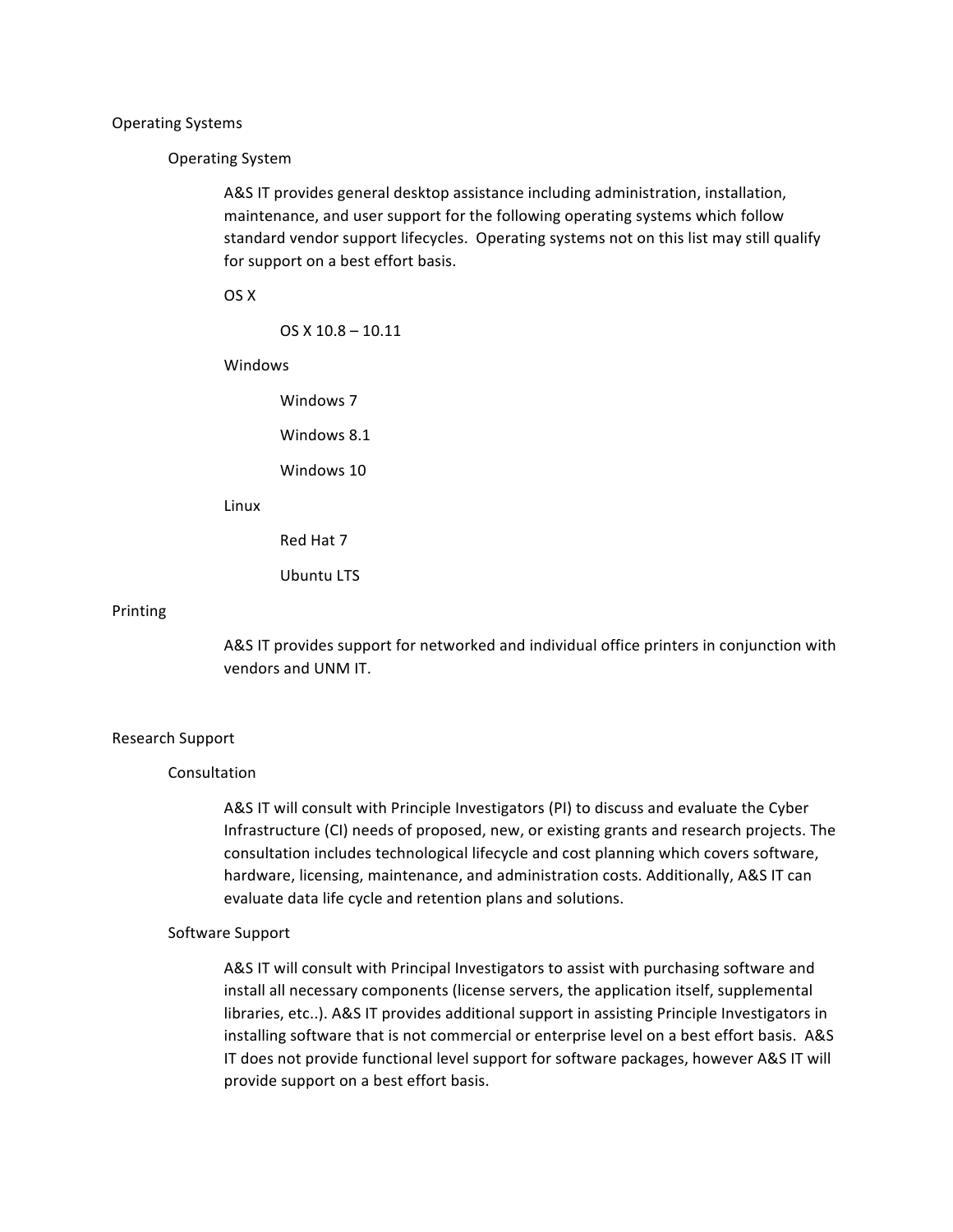# Operating Systems

## Operating System

A&S IT provides general desktop assistance including administration, installation, maintenance, and user support for the following operating systems which follow standard vendor support lifecycles. Operating systems not on this list may still qualify for support on a best effort basis.

OS X

- OS X 10.8 – 10.11

Windows

- Windows 7
- Windows 8.1
- Windows 10

Linux

- Red Hat 7
- Ubuntu LTS

# Printing

A&S IT provides support for networked and individual office printers in conjunction with vendors and UNM IT.

# Research Support

## Consultation

A&S IT will consult with Principle Investigators (PI) to discuss and evaluate the Cyber Infrastructure (CI) needs of proposed, new, or existing grants and research projects. The consultation includes technological lifecycle and cost planning which covers software, hardware, licensing, maintenance, and administration costs. Additionally, A&S IT can evaluate data life cycle and retention plans and solutions.

## Software Support

A&S IT will consult with Principal Investigators to assist with purchasing software and install all necessary components (license servers, the application itself, supplemental libraries, etc..). A&S IT provides additional support in assisting Principle Investigators in installing software that is not commercial or enterprise level on a best effort basis. A&S IT does not provide functional level support for software packages, however A&S IT will provide support on a best effort basis.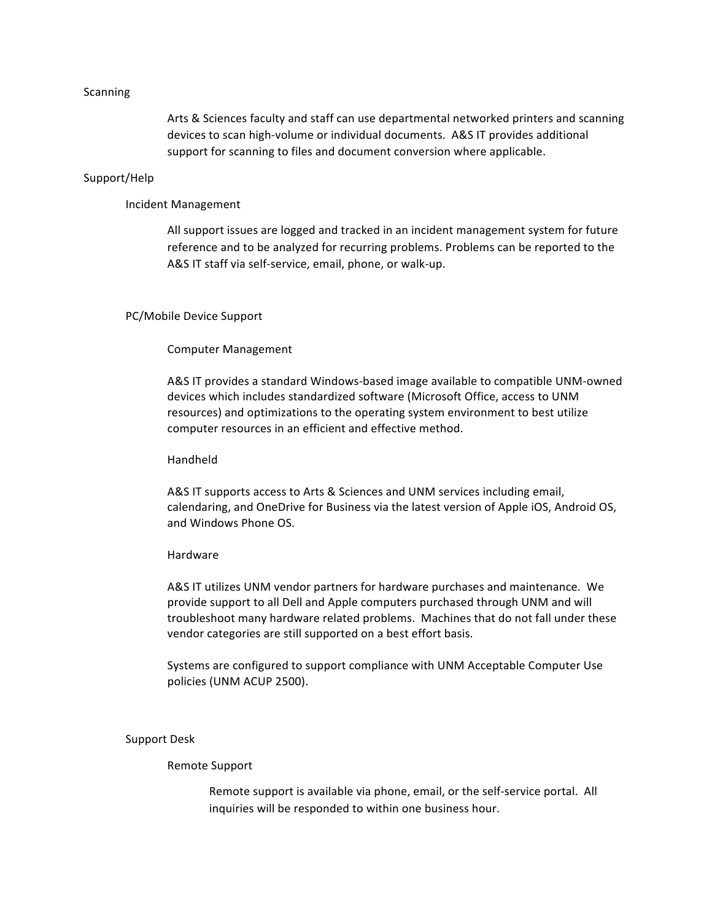## Scanning

Arts & Sciences faculty and staff can use departmental networked printers and scanning devices to scan high-volume or individual documents. A&S IT provides additional support for scanning to files and document conversion where applicable.

## Support/Help

### Incident Management

All support issues are logged and tracked in an incident management system for future reference and to be analyzed for recurring problems. Problems can be reported to the A&S IT staff via self-service, email, phone, or walk-up.

### PC/Mobile Device Support

#### Computer Management

A&S IT provides a standard Windows-based image available to compatible UNM-owned devices which includes standardized software (Microsoft Office, access to UNM resources) and optimizations to the operating system environment to best utilize computer resources in an efficient and effective method.

#### Handheld

A&S IT supports access to Arts & Sciences and UNM services including email, calendaring, and OneDrive for Business via the latest version of Apple iOS, Android OS, and Windows Phone OS.

#### Hardware

A&S IT utilizes UNM vendor partners for hardware purchases and maintenance. We provide support to all Dell and Apple computers purchased through UNM and will troubleshoot many hardware related problems. Machines that do not fall under these vendor categories are still supported on a best effort basis.

Systems are configured to support compliance with UNM Acceptable Computer Use policies (UNM ACUP 2500).

### Support Desk

#### Remote Support

Remote support is available via phone, email, or the self-service portal. All inquiries will be responded to within one business hour.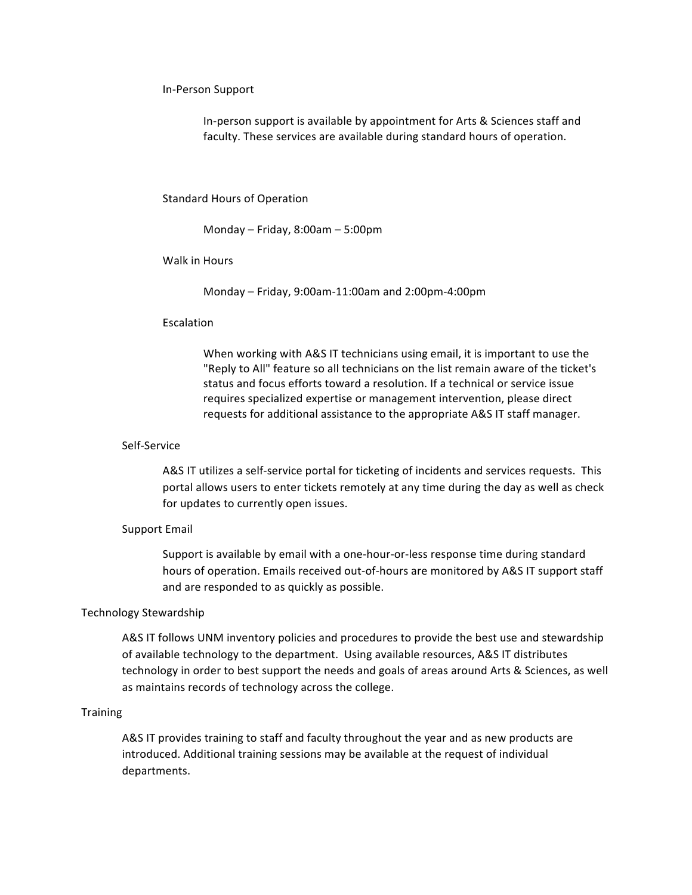#### In-Person Support

In-person support is available by appointment for Arts & Sciences staff and faculty. These services are available during standard hours of operation.

#### Standard Hours of Operation

Monday – Friday, 8:00am – 5:00pm

#### Walk in Hours

Monday – Friday, 9:00am-11:00am and 2:00pm-4:00pm

#### Escalation

When working with A&S IT technicians using email, it is important to use the "Reply to All" feature so all technicians on the list remain aware of the ticket's status and focus efforts toward a resolution. If a technical or service issue requires specialized expertise or management intervention, please direct requests for additional assistance to the appropriate A&S IT staff manager.

### Self-Service

A&S IT utilizes a self-service portal for ticketing of incidents and services requests. This portal allows users to enter tickets remotely at any time during the day as well as check for updates to currently open issues.

### Support Email

Support is available by email with a one-hour-or-less response time during standard hours of operation. Emails received out-of-hours are monitored by A&S IT support staff and are responded to as quickly as possible.

## Technology Stewardship

A&S IT follows UNM inventory policies and procedures to provide the best use and stewardship of available technology to the department. Using available resources, A&S IT distributes technology in order to best support the needs and goals of areas around Arts & Sciences, as well as maintains records of technology across the college.

## Training

A&S IT provides training to staff and faculty throughout the year and as new products are introduced. Additional training sessions may be available at the request of individual departments.